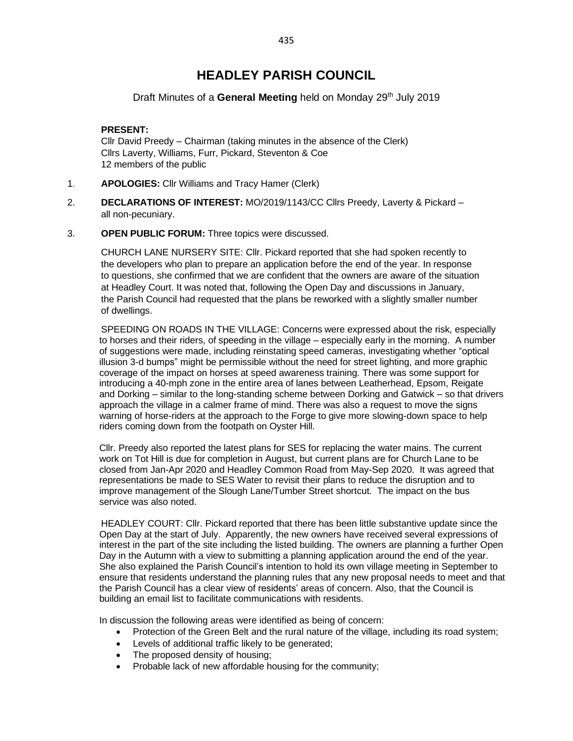# HEADLEY PARISH COUNCIL

Draft Minutes of a **General Meeting** held on Monday 29th July 2019

**PRESENT:**
Cllr David Preedy – Chairman (taking minutes in the absence of the Clerk)
Cllrs Laverty, Williams, Furr, Pickard, Steventon & Coe
12 members of the public

1. **APOLOGIES:** Cllr Williams and Tracy Hamer (Clerk)

2. **DECLARATIONS OF INTEREST:** MO/2019/1143/CC Cllrs Preedy, Laverty & Pickard – all non-pecuniary.

3. **OPEN PUBLIC FORUM:** Three topics were discussed.

CHURCH LANE NURSERY SITE: Cllr. Pickard reported that she had spoken recently to the developers who plan to prepare an application before the end of the year. In response to questions, she confirmed that we are confident that the owners are aware of the situation at Headley Court. It was noted that, following the Open Day and discussions in January, the Parish Council had requested that the plans be reworked with a slightly smaller number of dwellings.

SPEEDING ON ROADS IN THE VILLAGE: Concerns were expressed about the risk, especially to horses and their riders, of speeding in the village – especially early in the morning. A number of suggestions were made, including reinstating speed cameras, investigating whether "optical illusion 3-d bumps" might be permissible without the need for street lighting, and more graphic coverage of the impact on horses at speed awareness training. There was some support for introducing a 40-mph zone in the entire area of lanes between Leatherhead, Epsom, Reigate and Dorking – similar to the long-standing scheme between Dorking and Gatwick – so that drivers approach the village in a calmer frame of mind. There was also a request to move the signs warning of horse-riders at the approach to the Forge to give more slowing-down space to help riders coming down from the footpath on Oyster Hill.

Cllr. Preedy also reported the latest plans for SES for replacing the water mains. The current work on Tot Hill is due for completion in August, but current plans are for Church Lane to be closed from Jan-Apr 2020 and Headley Common Road from May-Sep 2020. It was agreed that representations be made to SES Water to revisit their plans to reduce the disruption and to improve management of the Slough Lane/Tumber Street shortcut. The impact on the bus service was also noted.

HEADLEY COURT: Cllr. Pickard reported that there has been little substantive update since the Open Day at the start of July. Apparently, the new owners have received several expressions of interest in the part of the site including the listed building. The owners are planning a further Open Day in the Autumn with a view to submitting a planning application around the end of the year. She also explained the Parish Council's intention to hold its own village meeting in September to ensure that residents understand the planning rules that any new proposal needs to meet and that the Parish Council has a clear view of residents' areas of concern. Also, that the Council is building an email list to facilitate communications with residents.

In discussion the following areas were identified as being of concern:

- Protection of the Green Belt and the rural nature of the village, including its road system;
- Levels of additional traffic likely to be generated;
- The proposed density of housing;
- Probable lack of new affordable housing for the community;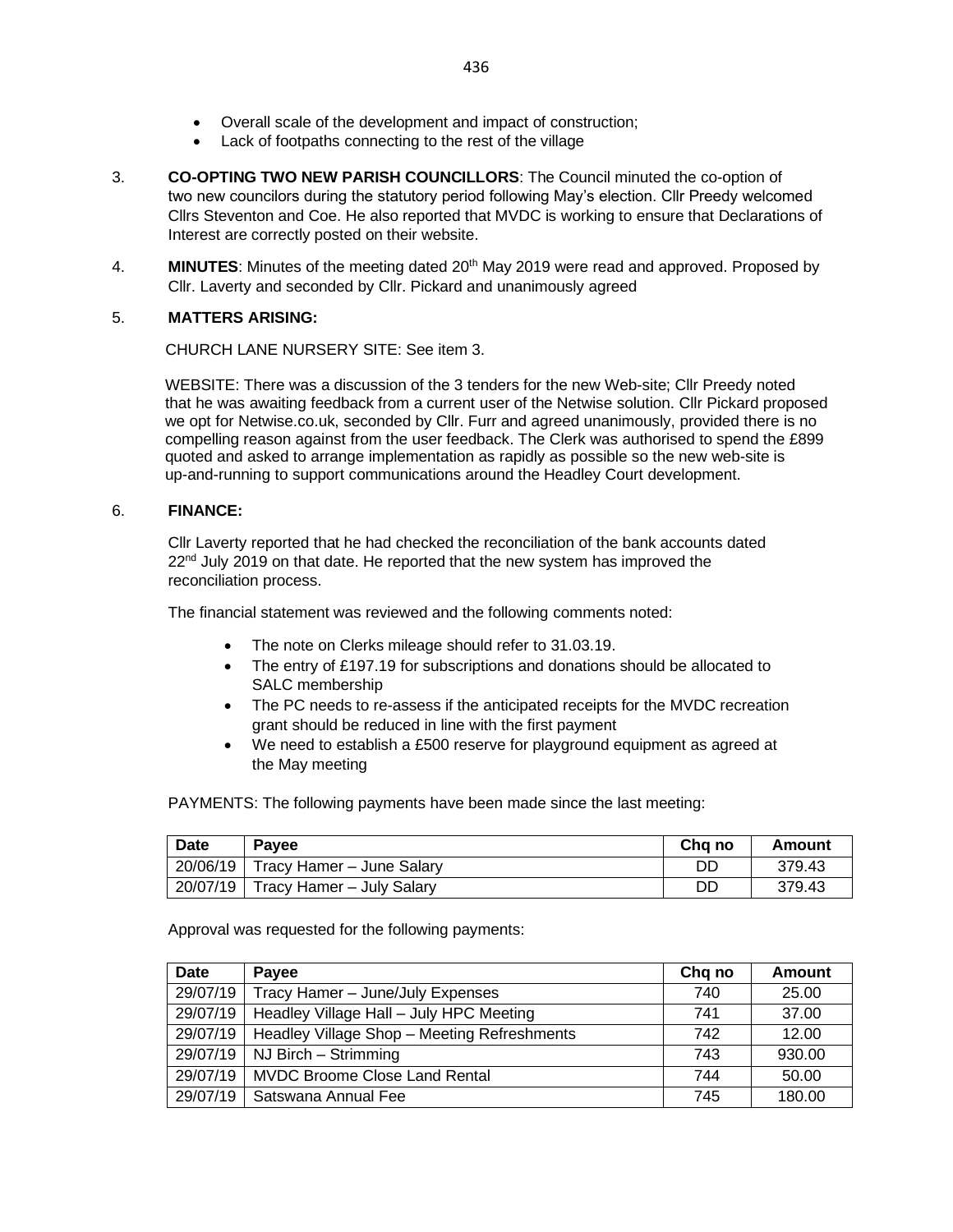- Overall scale of the development and impact of construction;
- Lack of footpaths connecting to the rest of the village

3. **CO-OPTING TWO NEW PARISH COUNCILLORS**: The Council minuted the co-option of two new councilors during the statutory period following May's election. Cllr Preedy welcomed Cllrs Steventon and Coe. He also reported that MVDC is working to ensure that Declarations of Interest are correctly posted on their website.

4. **MINUTES**: Minutes of the meeting dated 20th May 2019 were read and approved. Proposed by Cllr. Laverty and seconded by Cllr. Pickard and unanimously agreed

5. **MATTERS ARISING:**

CHURCH LANE NURSERY SITE: See item 3.

WEBSITE: There was a discussion of the 3 tenders for the new Web-site; Cllr Preedy noted that he was awaiting feedback from a current user of the Netwise solution. Cllr Pickard proposed we opt for Netwise.co.uk, seconded by Cllr. Furr and agreed unanimously, provided there is no compelling reason against from the user feedback. The Clerk was authorised to spend the £899 quoted and asked to arrange implementation as rapidly as possible so the new web-site is up-and-running to support communications around the Headley Court development.

6. **FINANCE:**

Cllr Laverty reported that he had checked the reconciliation of the bank accounts dated 22nd July 2019 on that date. He reported that the new system has improved the reconciliation process.

The financial statement was reviewed and the following comments noted:

- The note on Clerks mileage should refer to 31.03.19.
- The entry of £197.19 for subscriptions and donations should be allocated to SALC membership
- The PC needs to re-assess if the anticipated receipts for the MVDC recreation grant should be reduced in line with the first payment
- We need to establish a £500 reserve for playground equipment as agreed at the May meeting

PAYMENTS: The following payments have been made since the last meeting:

| Date | Payee | Chq no | Amount |
|---|---|---|---|
| 20/06/19 | Tracy Hamer – June Salary | DD | 379.43 |
| 20/07/19 | Tracy Hamer – July Salary | DD | 379.43 |

Approval was requested for the following payments:

| Date | Payee | Chq no | Amount |
|---|---|---|---|
| 29/07/19 | Tracy Hamer – June/July Expenses | 740 | 25.00 |
| 29/07/19 | Headley Village Hall – July HPC Meeting | 741 | 37.00 |
| 29/07/19 | Headley Village Shop – Meeting Refreshments | 742 | 12.00 |
| 29/07/19 | NJ Birch – Strimming | 743 | 930.00 |
| 29/07/19 | MVDC Broome Close Land Rental | 744 | 50.00 |
| 29/07/19 | Satswana Annual Fee | 745 | 180.00 |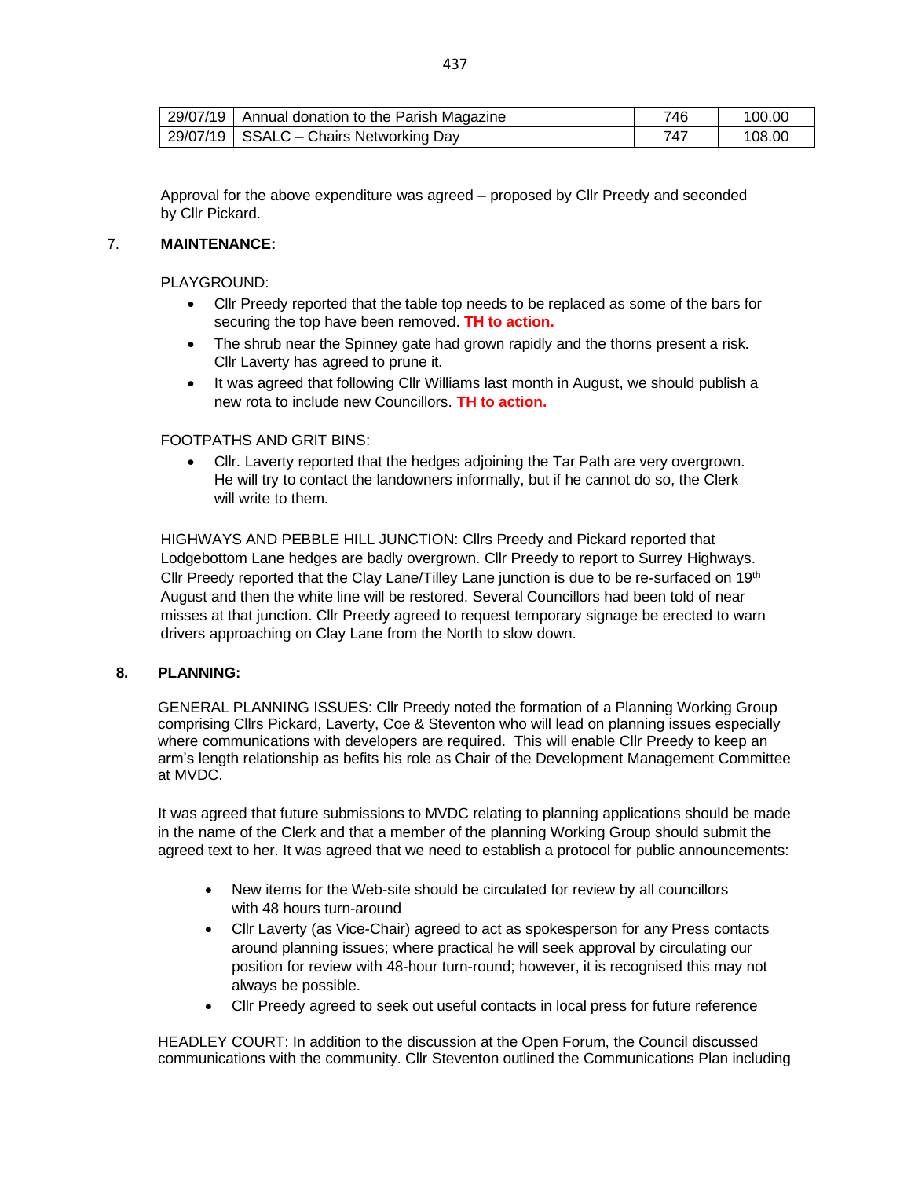| 29/07/19 | Annual donation to the Parish Magazine | 746 | 100.00 |
|---|---|---|---|
| 29/07/19 | SSALC – Chairs Networking Day | 747 | 108.00 |

Approval for the above expenditure was agreed – proposed by Cllr Preedy and seconded by Cllr Pickard.

7. **MAINTENANCE:**

PLAYGROUND:

- Cllr Preedy reported that the table top needs to be replaced as some of the bars for securing the top have been removed. **TH to action.**
- The shrub near the Spinney gate had grown rapidly and the thorns present a risk. Cllr Laverty has agreed to prune it.
- It was agreed that following Cllr Williams last month in August, we should publish a new rota to include new Councillors. **TH to action.**

FOOTPATHS AND GRIT BINS:

- Cllr. Laverty reported that the hedges adjoining the Tar Path are very overgrown. He will try to contact the landowners informally, but if he cannot do so, the Clerk will write to them.

HIGHWAYS AND PEBBLE HILL JUNCTION: Cllrs Preedy and Pickard reported that Lodgebottom Lane hedges are badly overgrown. Cllr Preedy to report to Surrey Highways. Cllr Preedy reported that the Clay Lane/Tilley Lane junction is due to be re-surfaced on 19th August and then the white line will be restored. Several Councillors had been told of near misses at that junction. Cllr Preedy agreed to request temporary signage be erected to warn drivers approaching on Clay Lane from the North to slow down.

8. **PLANNING:**

GENERAL PLANNING ISSUES: Cllr Preedy noted the formation of a Planning Working Group comprising Cllrs Pickard, Laverty, Coe & Steventon who will lead on planning issues especially where communications with developers are required. This will enable Cllr Preedy to keep an arm's length relationship as befits his role as Chair of the Development Management Committee at MVDC.

It was agreed that future submissions to MVDC relating to planning applications should be made in the name of the Clerk and that a member of the planning Working Group should submit the agreed text to her. It was agreed that we need to establish a protocol for public announcements:

- New items for the Web-site should be circulated for review by all councillors with 48 hours turn-around
- Cllr Laverty (as Vice-Chair) agreed to act as spokesperson for any Press contacts around planning issues; where practical he will seek approval by circulating our position for review with 48-hour turn-round; however, it is recognised this may not always be possible.
- Cllr Preedy agreed to seek out useful contacts in local press for future reference

HEADLEY COURT: In addition to the discussion at the Open Forum, the Council discussed communications with the community. Cllr Steventon outlined the Communications Plan including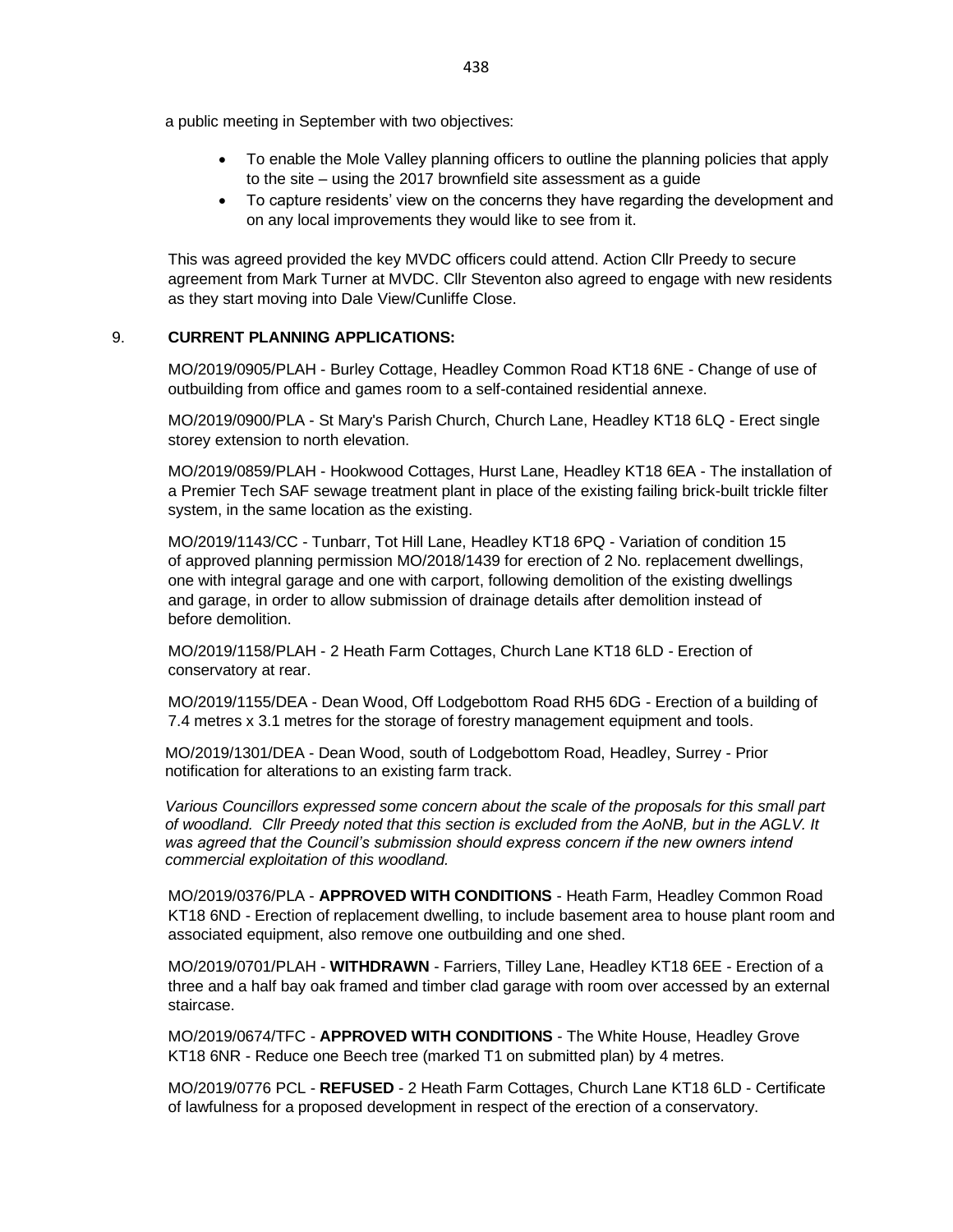a public meeting in September with two objectives:

- To enable the Mole Valley planning officers to outline the planning policies that apply to the site – using the 2017 brownfield site assessment as a guide
- To capture residents' view on the concerns they have regarding the development and on any local improvements they would like to see from it.

This was agreed provided the key MVDC officers could attend. Action Cllr Preedy to secure agreement from Mark Turner at MVDC. Cllr Steventon also agreed to engage with new residents as they start moving into Dale View/Cunliffe Close.

9. **CURRENT PLANNING APPLICATIONS:**

MO/2019/0905/PLAH - Burley Cottage, Headley Common Road KT18 6NE - Change of use of outbuilding from office and games room to a self-contained residential annexe.

MO/2019/0900/PLA - St Mary's Parish Church, Church Lane, Headley KT18 6LQ - Erect single storey extension to north elevation.

MO/2019/0859/PLAH - Hookwood Cottages, Hurst Lane, Headley KT18 6EA - The installation of a Premier Tech SAF sewage treatment plant in place of the existing failing brick-built trickle filter system, in the same location as the existing.

MO/2019/1143/CC - Tunbarr, Tot Hill Lane, Headley KT18 6PQ - Variation of condition 15 of approved planning permission MO/2018/1439 for erection of 2 No. replacement dwellings, one with integral garage and one with carport, following demolition of the existing dwellings and garage, in order to allow submission of drainage details after demolition instead of before demolition.

MO/2019/1158/PLAH - 2 Heath Farm Cottages, Church Lane KT18 6LD - Erection of conservatory at rear.

MO/2019/1155/DEA - Dean Wood, Off Lodgebottom Road RH5 6DG - Erection of a building of 7.4 metres x 3.1 metres for the storage of forestry management equipment and tools.

MO/2019/1301/DEA - Dean Wood, south of Lodgebottom Road, Headley, Surrey - Prior notification for alterations to an existing farm track.

*Various Councillors expressed some concern about the scale of the proposals for this small part of woodland. Cllr Preedy noted that this section is excluded from the AoNB, but in the AGLV. It was agreed that the Council's submission should express concern if the new owners intend commercial exploitation of this woodland.*

MO/2019/0376/PLA - **APPROVED WITH CONDITIONS** - Heath Farm, Headley Common Road KT18 6ND - Erection of replacement dwelling, to include basement area to house plant room and associated equipment, also remove one outbuilding and one shed.

MO/2019/0701/PLAH - **WITHDRAWN** - Farriers, Tilley Lane, Headley KT18 6EE - Erection of a three and a half bay oak framed and timber clad garage with room over accessed by an external staircase.

MO/2019/0674/TFC - **APPROVED WITH CONDITIONS** - The White House, Headley Grove KT18 6NR - Reduce one Beech tree (marked T1 on submitted plan) by 4 metres.

MO/2019/0776 PCL - **REFUSED** - 2 Heath Farm Cottages, Church Lane KT18 6LD - Certificate of lawfulness for a proposed development in respect of the erection of a conservatory.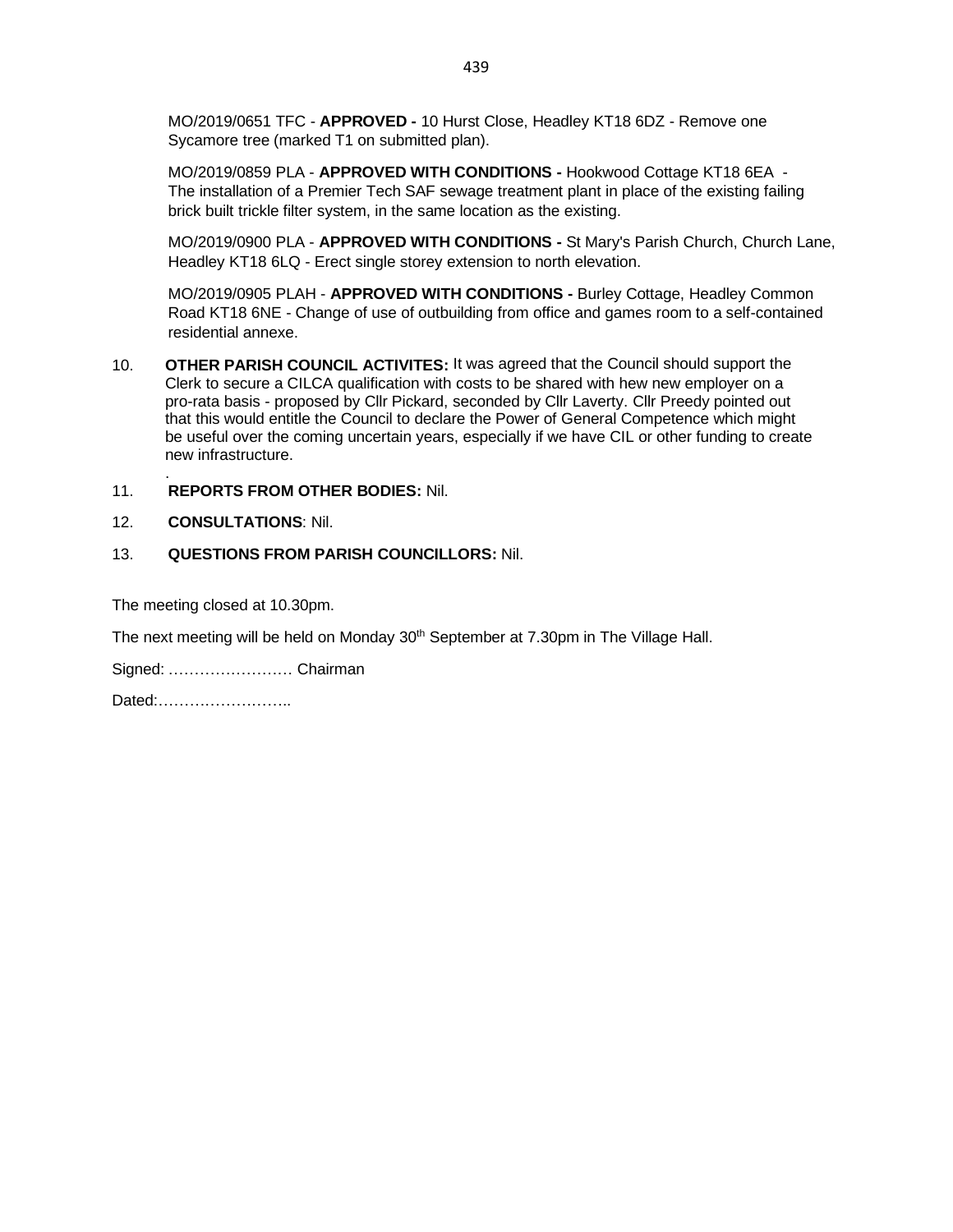MO/2019/0651 TFC - **APPROVED -** 10 Hurst Close, Headley KT18 6DZ - Remove one Sycamore tree (marked T1 on submitted plan).

MO/2019/0859 PLA - **APPROVED WITH CONDITIONS -** Hookwood Cottage KT18 6EA - The installation of a Premier Tech SAF sewage treatment plant in place of the existing failing brick built trickle filter system, in the same location as the existing.

MO/2019/0900 PLA - **APPROVED WITH CONDITIONS -** St Mary's Parish Church, Church Lane, Headley KT18 6LQ - Erect single storey extension to north elevation.

MO/2019/0905 PLAH - **APPROVED WITH CONDITIONS -** Burley Cottage, Headley Common Road KT18 6NE - Change of use of outbuilding from office and games room to a self-contained residential annexe.

10. **OTHER PARISH COUNCIL ACTIVITES:** It was agreed that the Council should support the Clerk to secure a CILCA qualification with costs to be shared with hew new employer on a pro-rata basis - proposed by Cllr Pickard, seconded by Cllr Laverty. Cllr Preedy pointed out that this would entitle the Council to declare the Power of General Competence which might be useful over the coming uncertain years, especially if we have CIL or other funding to create new infrastructure.
.
11. **REPORTS FROM OTHER BODIES:** Nil.

12. **CONSULTATIONS**: Nil.

13. **QUESTIONS FROM PARISH COUNCILLORS:** Nil.

The meeting closed at 10.30pm.

The next meeting will be held on Monday 30th September at 7.30pm in The Village Hall.

Signed: …………………… Chairman

Dated:……………………..